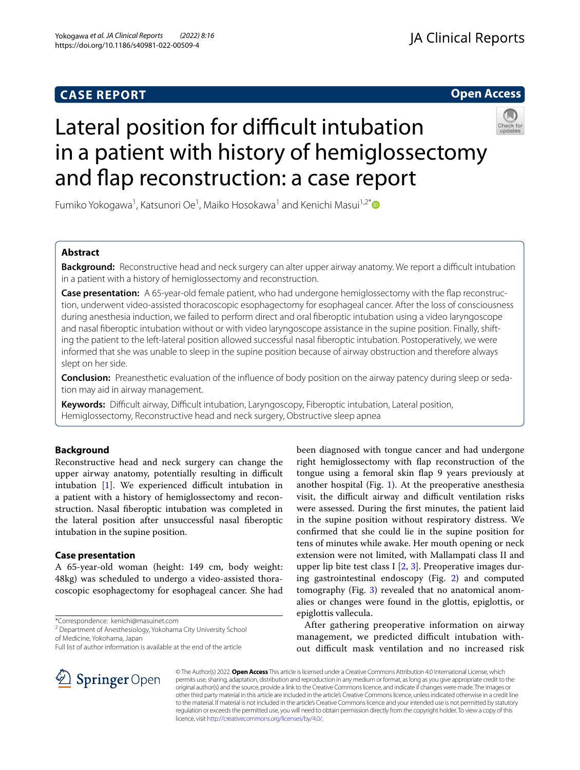CASE REPORT

Open Access

# Lateral position for difficult intubation in a patient with history of hemiglossectomy and flap reconstruction: a case report

Fumiko Yokogawa[1], Katsunori Oe[1], Maiko Hosokawa[1] and Kenichi Masui[1,2*]

## Abstract

**Background:** Reconstructive head and neck surgery can alter upper airway anatomy. We report a difficult intubation in a patient with a history of hemiglossectomy and reconstruction.

**Case presentation:** A 65-year-old female patient, who had undergone hemiglossectomy with the flap reconstruction, underwent video-assisted thoracoscopic esophagectomy for esophageal cancer. After the loss of consciousness during anesthesia induction, we failed to perform direct and oral fiberoptic intubation using a video laryngoscope and nasal fiberoptic intubation without or with video laryngoscope assistance in the supine position. Finally, shifting the patient to the left-lateral position allowed successful nasal fiberoptic intubation. Postoperatively, we were informed that she was unable to sleep in the supine position because of airway obstruction and therefore always slept on her side.

**Conclusion:** Preanesthetic evaluation of the influence of body position on the airway patency during sleep or sedation may aid in airway management.

**Keywords:** Difficult airway, Difficult intubation, Laryngoscopy, Fiberoptic intubation, Lateral position, Hemiglossectomy, Reconstructive head and neck surgery, Obstructive sleep apnea

## Background

Reconstructive head and neck surgery can change the upper airway anatomy, potentially resulting in difficult intubation [1]. We experienced difficult intubation in a patient with a history of hemiglossectomy and reconstruction. Nasal fiberoptic intubation was completed in the lateral position after unsuccessful nasal fiberoptic intubation in the supine position.

## Case presentation

A 65-year-old woman (height: 149 cm, body weight: 48kg) was scheduled to undergo a video-assisted thoracoscopic esophagectomy for esophageal cancer. She had been diagnosed with tongue cancer and had undergone right hemiglossectomy with flap reconstruction of the tongue using a femoral skin flap 9 years previously at another hospital (Fig. 1). At the preoperative anesthesia visit, the difficult airway and difficult ventilation risks were assessed. During the first minutes, the patient laid in the supine position without respiratory distress. We confirmed that she could lie in the supine position for tens of minutes while awake. Her mouth opening or neck extension were not limited, with Mallampati class II and upper lip bite test class I [2, 3]. Preoperative images during gastrointestinal endoscopy (Fig. 2) and computed tomography (Fig. 3) revealed that no anatomical anomalies or changes were found in the glottis, epiglottis, or epiglottis vallecula.

After gathering preoperative information on airway management, we predicted difficult intubation without difficult mask ventilation and no increased risk

*Correspondence: kenichi@masuinet.com

[2] Department of Anesthesiology, Yokohama City University School of Medicine, Yokohama, Japan

Full list of author information is available at the end of the article

© The Author(s) 2022. **Open Access** This article is licensed under a Creative Commons Attribution 4.0 International License, which permits use, sharing, adaptation, distribution and reproduction in any medium or format, as long as you give appropriate credit to the original author(s) and the source, provide a link to the Creative Commons licence, and indicate if changes were made. The images or other third party material in this article are included in the article's Creative Commons licence, unless indicated otherwise in a credit line to the material. If material is not included in the article's Creative Commons licence and your intended use is not permitted by statutory regulation or exceeds the permitted use, you will need to obtain permission directly from the copyright holder. To view a copy of this licence, visit http://creativecommons.org/licenses/by/4.0/.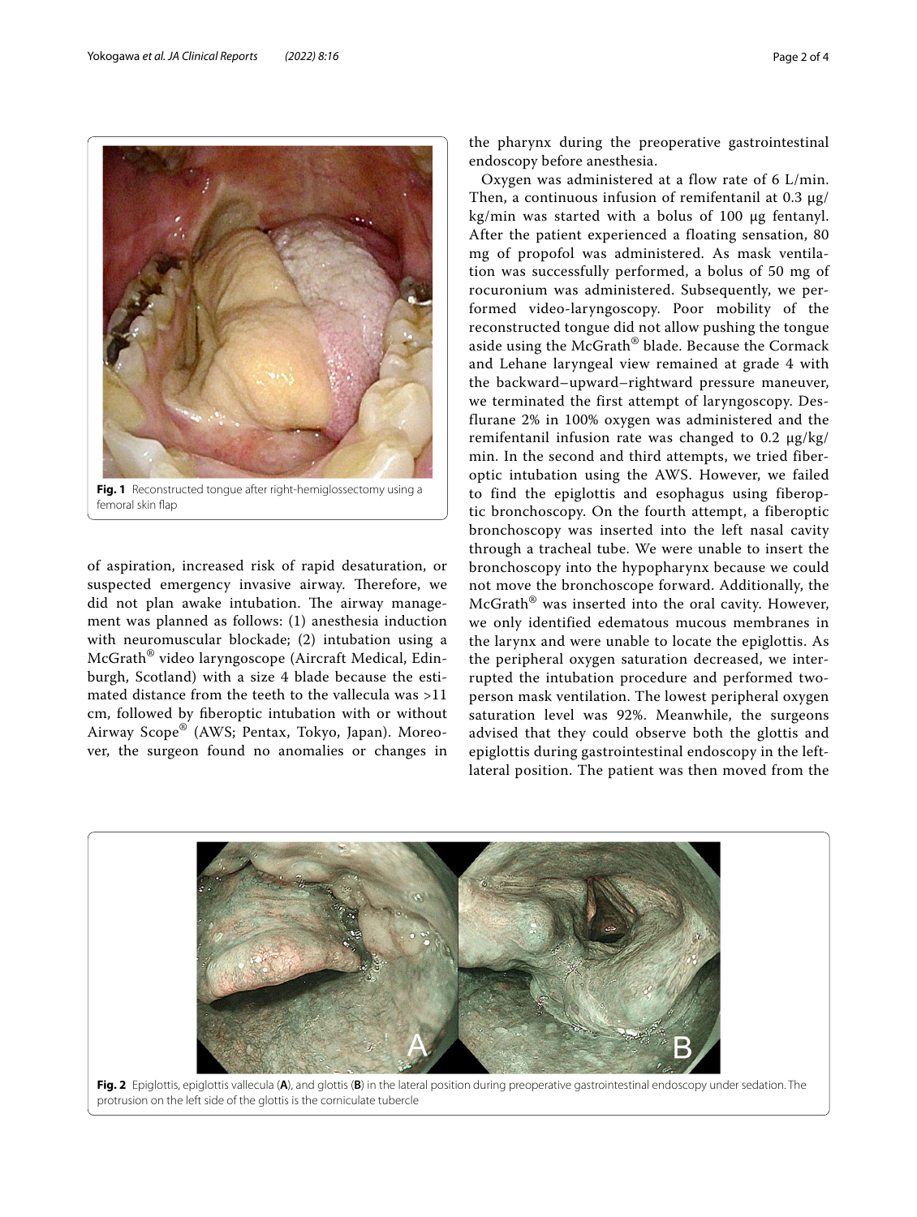**Fig. 1** Reconstructed tongue after right-hemiglossectomy using a femoral skin flap

of aspiration, increased risk of rapid desaturation, or suspected emergency invasive airway. Therefore, we did not plan awake intubation. The airway management was planned as follows: (1) anesthesia induction with neuromuscular blockade; (2) intubation using a McGrath® video laryngoscope (Aircraft Medical, Edinburgh, Scotland) with a size 4 blade because the estimated distance from the teeth to the vallecula was >11 cm, followed by fiberoptic intubation with or without Airway Scope® (AWS; Pentax, Tokyo, Japan). Moreover, the surgeon found no anomalies or changes in the pharynx during the preoperative gastrointestinal endoscopy before anesthesia.

Oxygen was administered at a flow rate of 6 L/min. Then, a continuous infusion of remifentanil at 0.3 μg/kg/min was started with a bolus of 100 μg fentanyl. After the patient experienced a floating sensation, 80 mg of propofol was administered. As mask ventilation was successfully performed, a bolus of 50 mg of rocuronium was administered. Subsequently, we performed video-laryngoscopy. Poor mobility of the reconstructed tongue did not allow pushing the tongue aside using the McGrath® blade. Because the Cormack and Lehane laryngeal view remained at grade 4 with the backward–upward–rightward pressure maneuver, we terminated the first attempt of laryngoscopy. Desflurane 2% in 100% oxygen was administered and the remifentanil infusion rate was changed to 0.2 μg/kg/min. In the second and third attempts, we tried fiberoptic intubation using the AWS. However, we failed to find the epiglottis and esophagus using fiberoptic bronchoscopy. On the fourth attempt, a fiberoptic bronchoscopy was inserted into the left nasal cavity through a tracheal tube. We were unable to insert the bronchoscopy into the hypopharynx because we could not move the bronchoscope forward. Additionally, the McGrath® was inserted into the oral cavity. However, we only identified edematous mucous membranes in the larynx and were unable to locate the epiglottis. As the peripheral oxygen saturation decreased, we interrupted the intubation procedure and performed two-person mask ventilation. The lowest peripheral oxygen saturation level was 92%. Meanwhile, the surgeons advised that they could observe both the glottis and epiglottis during gastrointestinal endoscopy in the left-lateral position. The patient was then moved from the

**Fig. 2** Epiglottis, epiglottis vallecula (**A**), and glottis (**B**) in the lateral position during preoperative gastrointestinal endoscopy under sedation. The protrusion on the left side of the glottis is the corniculate tubercle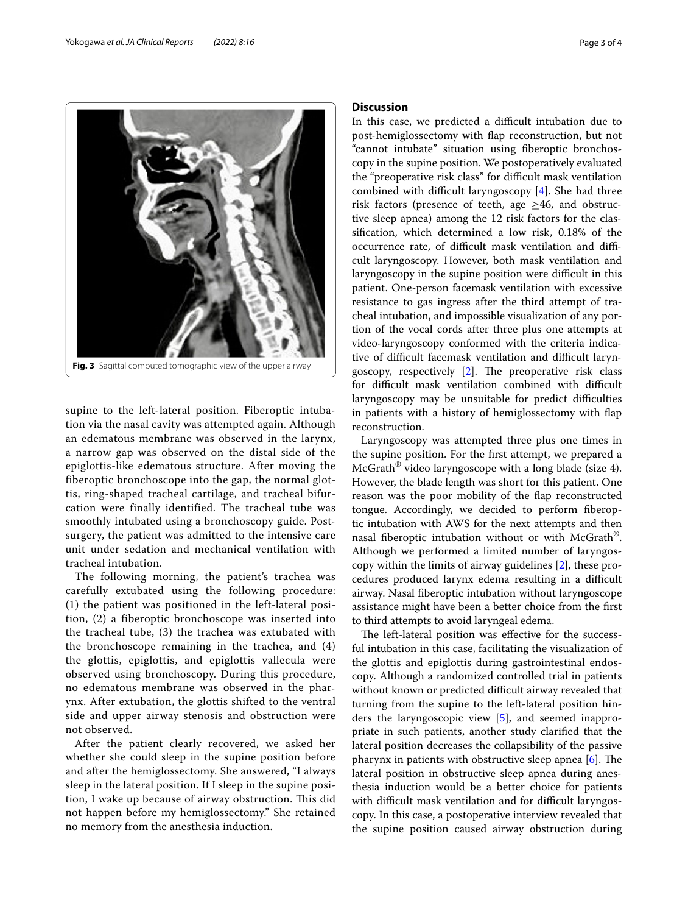Fig. 3 Sagittal computed tomographic view of the upper airway

supine to the left-lateral position. Fiberoptic intubation via the nasal cavity was attempted again. Although an edematous membrane was observed in the larynx, a narrow gap was observed on the distal side of the epiglottis-like edematous structure. After moving the fiberoptic bronchoscope into the gap, the normal glottis, ring-shaped tracheal cartilage, and tracheal bifurcation were finally identified. The tracheal tube was smoothly intubated using a bronchoscopy guide. Post-surgery, the patient was admitted to the intensive care unit under sedation and mechanical ventilation with tracheal intubation.

The following morning, the patient's trachea was carefully extubated using the following procedure: (1) the patient was positioned in the left-lateral position, (2) a fiberoptic bronchoscope was inserted into the tracheal tube, (3) the trachea was extubated with the bronchoscope remaining in the trachea, and (4) the glottis, epiglottis, and epiglottis vallecula were observed using bronchoscopy. During this procedure, no edematous membrane was observed in the pharynx. After extubation, the glottis shifted to the ventral side and upper airway stenosis and obstruction were not observed.

After the patient clearly recovered, we asked her whether she could sleep in the supine position before and after the hemiglossectomy. She answered, "I always sleep in the lateral position. If I sleep in the supine position, I wake up because of airway obstruction. This did not happen before my hemiglossectomy." She retained no memory from the anesthesia induction.

## Discussion

In this case, we predicted a difficult intubation due to post-hemiglossectomy with flap reconstruction, but not "cannot intubate" situation using fiberoptic bronchoscopy in the supine position. We postoperatively evaluated the "preoperative risk class" for difficult mask ventilation combined with difficult laryngoscopy [4]. She had three risk factors (presence of teeth, age ≥46, and obstructive sleep apnea) among the 12 risk factors for the classification, which determined a low risk, 0.18% of the occurrence rate, of difficult mask ventilation and difficult laryngoscopy. However, both mask ventilation and laryngoscopy in the supine position were difficult in this patient. One-person facemask ventilation with excessive resistance to gas ingress after the third attempt of tracheal intubation, and impossible visualization of any portion of the vocal cords after three plus one attempts at video-laryngoscopy conformed with the criteria indicative of difficult facemask ventilation and difficult laryngoscopy, respectively [2]. The preoperative risk class for difficult mask ventilation combined with difficult laryngoscopy may be unsuitable for predict difficulties in patients with a history of hemiglossectomy with flap reconstruction.

Laryngoscopy was attempted three plus one times in the supine position. For the first attempt, we prepared a McGrath® video laryngoscope with a long blade (size 4). However, the blade length was short for this patient. One reason was the poor mobility of the flap reconstructed tongue. Accordingly, we decided to perform fiberoptic intubation with AWS for the next attempts and then nasal fiberoptic intubation without or with McGrath®. Although we performed a limited number of laryngoscopy within the limits of airway guidelines [2], these procedures produced larynx edema resulting in a difficult airway. Nasal fiberoptic intubation without laryngoscope assistance might have been a better choice from the first to third attempts to avoid laryngeal edema.

The left-lateral position was effective for the successful intubation in this case, facilitating the visualization of the glottis and epiglottis during gastrointestinal endoscopy. Although a randomized controlled trial in patients without known or predicted difficult airway revealed that turning from the supine to the left-lateral position hinders the laryngoscopic view [5], and seemed inappropriate in such patients, another study clarified that the lateral position decreases the collapsibility of the passive pharynx in patients with obstructive sleep apnea [6]. The lateral position in obstructive sleep apnea during anesthesia induction would be a better choice for patients with difficult mask ventilation and for difficult laryngoscopy. In this case, a postoperative interview revealed that the supine position caused airway obstruction during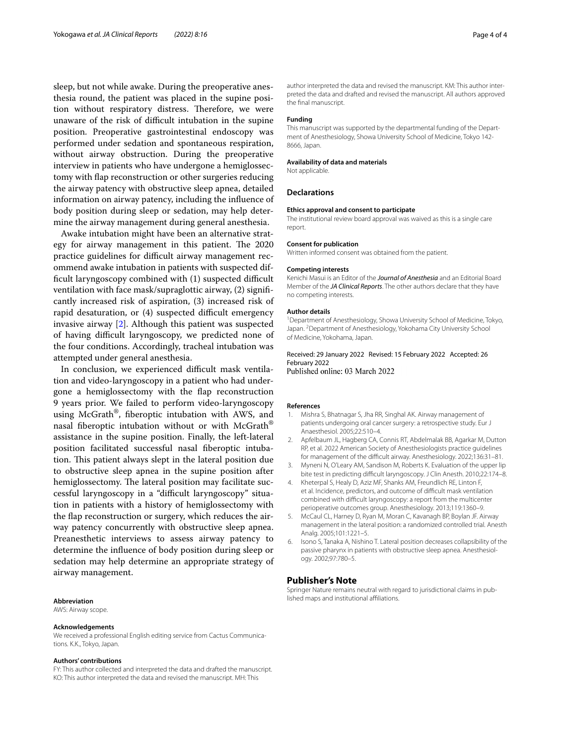sleep, but not while awake. During the preoperative anesthesia round, the patient was placed in the supine position without respiratory distress. Therefore, we were unaware of the risk of difficult intubation in the supine position. Preoperative gastrointestinal endoscopy was performed under sedation and spontaneous respiration, without airway obstruction. During the preoperative interview in patients who have undergone a hemiglossectomy with flap reconstruction or other surgeries reducing the airway patency with obstructive sleep apnea, detailed information on airway patency, including the influence of body position during sleep or sedation, may help determine the airway management during general anesthesia.

Awake intubation might have been an alternative strategy for airway management in this patient. The 2020 practice guidelines for difficult airway management recommend awake intubation in patients with suspected difficult laryngoscopy combined with (1) suspected difficult ventilation with face mask/supraglottic airway, (2) significantly increased risk of aspiration, (3) increased risk of rapid desaturation, or (4) suspected difficult emergency invasive airway [2]. Although this patient was suspected of having difficult laryngoscopy, we predicted none of the four conditions. Accordingly, tracheal intubation was attempted under general anesthesia.

In conclusion, we experienced difficult mask ventilation and video-laryngoscopy in a patient who had undergone a hemiglossectomy with the flap reconstruction 9 years prior. We failed to perform video-laryngoscopy using McGrath®, fiberoptic intubation with AWS, and nasal fiberoptic intubation without or with McGrath® assistance in the supine position. Finally, the left-lateral position facilitated successful nasal fiberoptic intubation. This patient always slept in the lateral position due to obstructive sleep apnea in the supine position after hemiglossectomy. The lateral position may facilitate successful laryngoscopy in a "difficult laryngoscopy" situation in patients with a history of hemiglossectomy with the flap reconstruction or surgery, which reduces the airway patency concurrently with obstructive sleep apnea. Preanesthetic interviews to assess airway patency to determine the influence of body position during sleep or sedation may help determine an appropriate strategy of airway management.

#### Abbreviation
AWS: Airway scope.

#### Acknowledgements
We received a professional English editing service from Cactus Communications. K.K., Tokyo, Japan.

#### Authors' contributions
FY: This author collected and interpreted the data and drafted the manuscript. KO: This author interpreted the data and revised the manuscript. MH: This author interpreted the data and revised the manuscript. KM: This author interpreted the data and drafted and revised the manuscript. All authors approved the final manuscript.

#### Funding
This manuscript was supported by the departmental funding of the Department of Anesthesiology, Showa University School of Medicine, Tokyo 142-8666, Japan.

#### Availability of data and materials
Not applicable.

### Declarations

#### Ethics approval and consent to participate
The institutional review board approval was waived as this is a single care report.

#### Consent for publication
Written informed consent was obtained from the patient.

#### Competing interests
Kenichi Masui is an Editor of the ***Journal of Anesthesia*** and an Editorial Board Member of the ***JA Clinical Reports***. The other authors declare that they have no competing interests.

#### Author details
[1]Department of Anesthesiology, Showa University School of Medicine, Tokyo, Japan. [2]Department of Anesthesiology, Yokohama City University School of Medicine, Yokohama, Japan.

Received: 29 January 2022 Revised: 15 February 2022 Accepted: 26 February 2022
Published online: 03 March 2022

#### References
1. Mishra S, Bhatnagar S, Jha RR, Singhal AK. Airway management of patients undergoing oral cancer surgery: a retrospective study. Eur J Anaesthesiol. 2005;22:510–4.
2. Apfelbaum JL, Hagberg CA, Connis RT, Abdelmalak BB, Agarkar M, Dutton RP, et al. 2022 American Society of Anesthesiologists practice guidelines for management of the difficult airway. Anesthesiology. 2022;136:31–81.
3. Myneni N, O'Leary AM, Sandison M, Roberts K. Evaluation of the upper lip bite test in predicting difficult laryngoscopy. J Clin Anesth. 2010;22:174–8.
4. Kheterpal S, Healy D, Aziz MF, Shanks AM, Freundlich RE, Linton F, et al. Incidence, predictors, and outcome of difficult mask ventilation combined with difficult laryngoscopy: a report from the multicenter perioperative outcomes group. Anesthesiology. 2013;119:1360–9.
5. McCaul CL, Harney D, Ryan M, Moran C, Kavanagh BP, Boylan JF. Airway management in the lateral position: a randomized controlled trial. Anesth Analg. 2005;101:1221–5.
6. Isono S, Tanaka A, Nishino T. Lateral position decreases collapsibility of the passive pharynx in patients with obstructive sleep apnea. Anesthesiology. 2002;97:780–5.

## Publisher's Note
Springer Nature remains neutral with regard to jurisdictional claims in published maps and institutional affiliations.